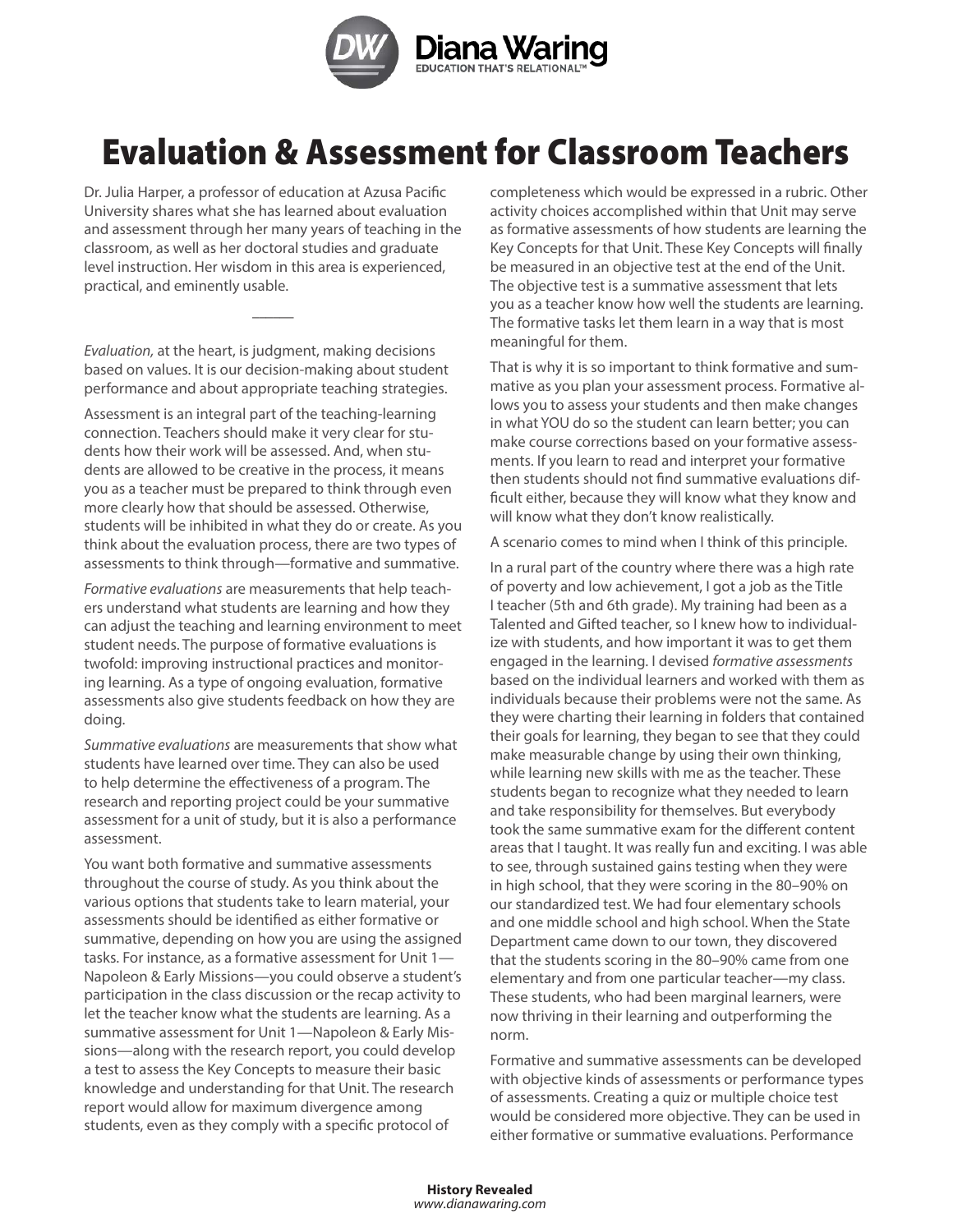# Evaluation & Assessment for Classroom Teachers

Dr. Julia Harper, a professor of education at Azusa Pacific University shares what she has learned about evaluation and assessment through her many years of teaching in the classroom, as well as her doctoral studies and graduate level instruction. Her wisdom in this area is experienced, practical, and eminently usable.

---

*Evaluation,* at the heart, is judgment, making decisions based on values. It is our decision-making about student performance and about appropriate teaching strategies.

Assessment is an integral part of the teaching-learning connection. Teachers should make it very clear for students how their work will be assessed. And, when students are allowed to be creative in the process, it means you as a teacher must be prepared to think through even more clearly how that should be assessed. Otherwise, students will be inhibited in what they do or create. As you think about the evaluation process, there are two types of assessments to think through—formative and summative.

*Formative evaluations* are measurements that help teachers understand what students are learning and how they can adjust the teaching and learning environment to meet student needs. The purpose of formative evaluations is twofold: improving instructional practices and monitoring learning. As a type of ongoing evaluation, formative assessments also give students feedback on how they are doing.

*Summative evaluations* are measurements that show what students have learned over time. They can also be used to help determine the effectiveness of a program. The research and reporting project could be your summative assessment for a unit of study, but it is also a performance assessment.

You want both formative and summative assessments throughout the course of study. As you think about the various options that students take to learn material, your assessments should be identified as either formative or summative, depending on how you are using the assigned tasks. For instance, as a formative assessment for Unit 1—Napoleon & Early Missions—you could observe a student's participation in the class discussion or the recap activity to let the teacher know what the students are learning. As a summative assessment for Unit 1—Napoleon & Early Missions—along with the research report, you could develop a test to assess the Key Concepts to measure their basic knowledge and understanding for that Unit. The research report would allow for maximum divergence among students, even as they comply with a specific protocol of completeness which would be expressed in a rubric. Other activity choices accomplished within that Unit may serve as formative assessments of how students are learning the Key Concepts for that Unit. These Key Concepts will finally be measured in an objective test at the end of the Unit. The objective test is a summative assessment that lets you as a teacher know how well the students are learning. The formative tasks let them learn in a way that is most meaningful for them.

That is why it is so important to think formative and summative as you plan your assessment process. Formative allows you to assess your students and then make changes in what YOU do so the student can learn better; you can make course corrections based on your formative assessments. If you learn to read and interpret your formative then students should not find summative evaluations difficult either, because they will know what they know and will know what they don't know realistically.

A scenario comes to mind when I think of this principle.

In a rural part of the country where there was a high rate of poverty and low achievement, I got a job as the Title I teacher (5th and 6th grade). My training had been as a Talented and Gifted teacher, so I knew how to individualize with students, and how important it was to get them engaged in the learning. I devised *formative assessments* based on the individual learners and worked with them as individuals because their problems were not the same. As they were charting their learning in folders that contained their goals for learning, they began to see that they could make measurable change by using their own thinking, while learning new skills with me as the teacher. These students began to recognize what they needed to learn and take responsibility for themselves. But everybody took the same summative exam for the different content areas that I taught. It was really fun and exciting. I was able to see, through sustained gains testing when they were in high school, that they were scoring in the 80–90% on our standardized test. We had four elementary schools and one middle school and high school. When the State Department came down to our town, they discovered that the students scoring in the 80–90% came from one elementary and from one particular teacher—my class. These students, who had been marginal learners, were now thriving in their learning and outperforming the norm.

Formative and summative assessments can be developed with objective kinds of assessments or performance types of assessments. Creating a quiz or multiple choice test would be considered more objective. They can be used in either formative or summative evaluations. Performance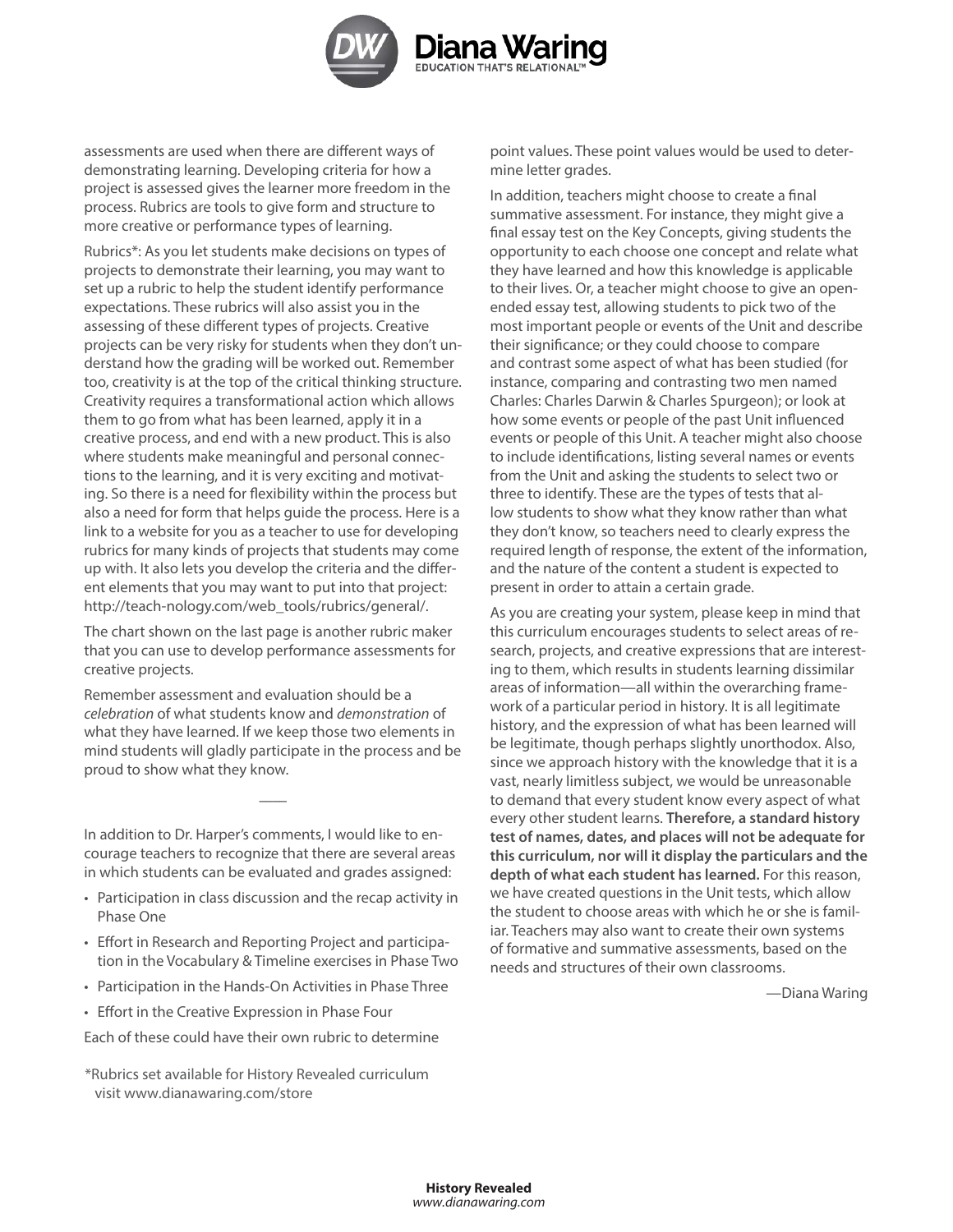assessments are used when there are different ways of demonstrating learning. Developing criteria for how a project is assessed gives the learner more freedom in the process. Rubrics are tools to give form and structure to more creative or performance types of learning.

Rubrics*: As you let students make decisions on types of projects to demonstrate their learning, you may want to set up a rubric to help the student identify performance expectations. These rubrics will also assist you in the assessing of these different types of projects. Creative projects can be very risky for students when they don't understand how the grading will be worked out. Remember too, creativity is at the top of the critical thinking structure. Creativity requires a transformational action which allows them to go from what has been learned, apply it in a creative process, and end with a new product. This is also where students make meaningful and personal connections to the learning, and it is very exciting and motivating. So there is a need for flexibility within the process but also a need for form that helps guide the process. Here is a link to a website for you as a teacher to use for developing rubrics for many kinds of projects that students may come up with. It also lets you develop the criteria and the different elements that you may want to put into that project: http://teach-nology.com/web_tools/rubrics/general/.

The chart shown on the last page is another rubric maker that you can use to develop performance assessments for creative projects.

Remember assessment and evaluation should be a *celebration* of what students know and *demonstration* of what they have learned. If we keep those two elements in mind students will gladly participate in the process and be proud to show what they know.

—

In addition to Dr. Harper's comments, I would like to encourage teachers to recognize that there are several areas in which students can be evaluated and grades assigned:

- Participation in class discussion and the recap activity in Phase One
- Effort in Research and Reporting Project and participation in the Vocabulary & Timeline exercises in Phase Two
- Participation in the Hands-On Activities in Phase Three
- Effort in the Creative Expression in Phase Four

Each of these could have their own rubric to determine point values. These point values would be used to determine letter grades.

In addition, teachers might choose to create a final summative assessment. For instance, they might give a final essay test on the Key Concepts, giving students the opportunity to each choose one concept and relate what they have learned and how this knowledge is applicable to their lives. Or, a teacher might choose to give an open-ended essay test, allowing students to pick two of the most important people or events of the Unit and describe their significance; or they could choose to compare and contrast some aspect of what has been studied (for instance, comparing and contrasting two men named Charles: Charles Darwin & Charles Spurgeon); or look at how some events or people of the past Unit influenced events or people of this Unit. A teacher might also choose to include identifications, listing several names or events from the Unit and asking the students to select two or three to identify. These are the types of tests that allow students to show what they know rather than what they don't know, so teachers need to clearly express the required length of response, the extent of the information, and the nature of the content a student is expected to present in order to attain a certain grade.

As you are creating your system, please keep in mind that this curriculum encourages students to select areas of research, projects, and creative expressions that are interesting to them, which results in students learning dissimilar areas of information—all within the overarching framework of a particular period in history. It is all legitimate history, and the expression of what has been learned will be legitimate, though perhaps slightly unorthodox. Also, since we approach history with the knowledge that it is a vast, nearly limitless subject, we would be unreasonable to demand that every student know every aspect of what every other student learns. **Therefore, a standard history test of names, dates, and places will not be adequate for this curriculum, nor will it display the particulars and the depth of what each student has learned.** For this reason, we have created questions in the Unit tests, which allow the student to choose areas with which he or she is familiar. Teachers may also want to create their own systems of formative and summative assessments, based on the needs and structures of their own classrooms.

—Diana Waring

*Rubrics set available for History Revealed curriculum visit www.dianawaring.com/store